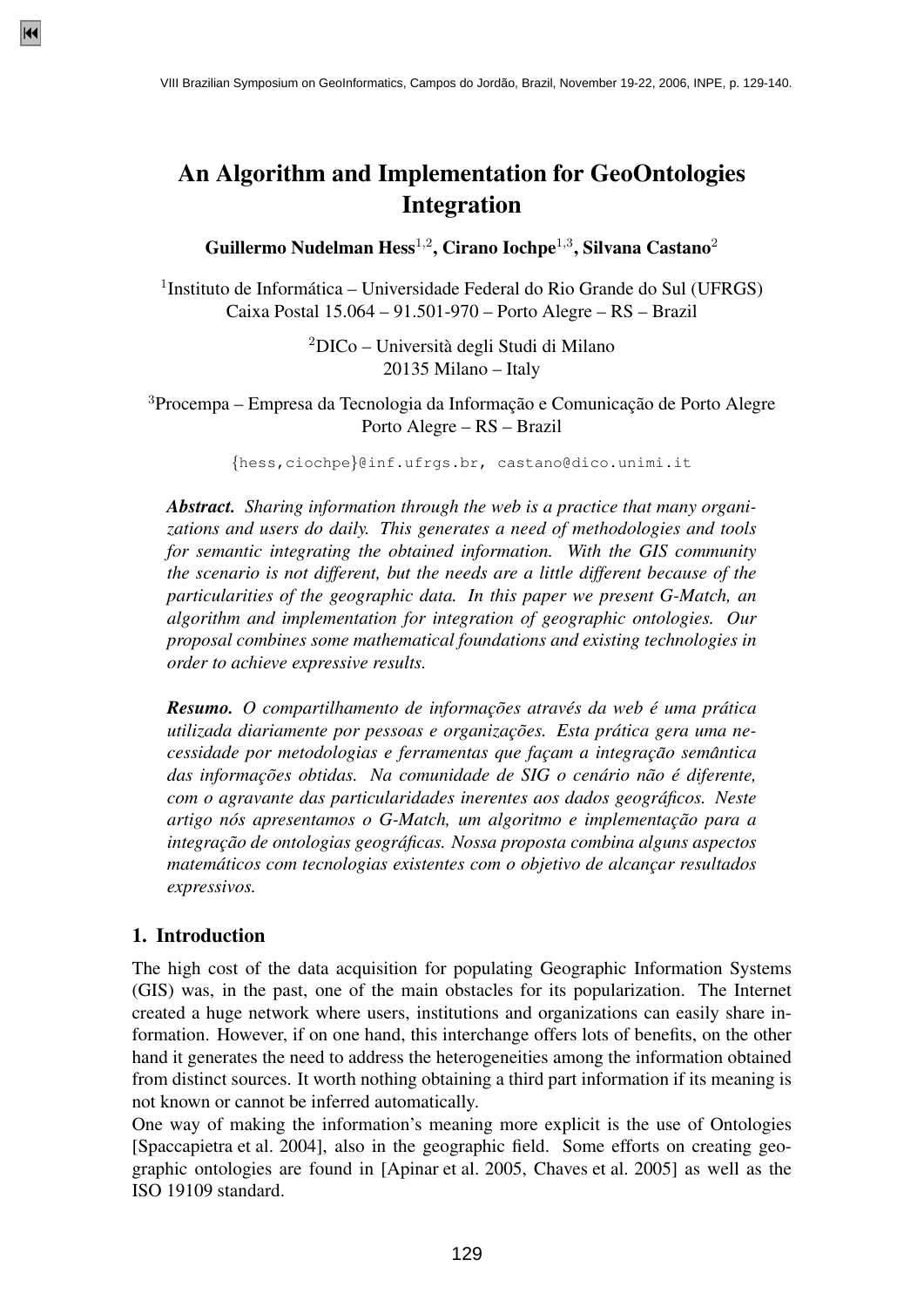// An Algorithm and Implementation for GeoOntologies Integration

**Guillermo Nudelman Hess**[1,2], **Cirano Iochpe**[1,3], **Silvana Castano**[2]

[1]Instituto de Informática – Universidade Federal do Rio Grande do Sul (UFRGS)
Caixa Postal 15.064 – 91.501-970 – Porto Alegre – RS – Brazil

[2]DICo – Università degli Studi di Milano
20135 Milano – Italy

[3]Procempa – Empresa da Tecnologia da Informação e Comunicação de Porto Alegre
Porto Alegre – RS – Brazil

{hess,ciochpe}@inf.ufrgs.br, castano@dico.unimi.it

***Abstract.*** *Sharing information through the web is a practice that many organizations and users do daily. This generates a need of methodologies and tools for semantic integrating the obtained information. With the GIS community the scenario is not different, but the needs are a little different because of the particularities of the geographic data. In this paper we present G-Match, an algorithm and implementation for integration of geographic ontologies. Our proposal combines some mathematical foundations and existing technologies in order to achieve expressive results.*

***Resumo.*** *O compartilhamento de informações através da web é uma prática utilizada diariamente por pessoas e organizações. Esta prática gera uma necessidade por metodologias e ferramentas que façam a integração semântica das informações obtidas. Na comunidade de SIG o cenário não é diferente, com o agravante das particularidades inerentes aos dados geográficos. Neste artigo nós apresentamos o G-Match, um algoritmo e implementação para a integração de ontologias geográficas. Nossa proposta combina alguns aspectos matemáticos com tecnologias existentes com o objetivo de alcançar resultados expressivos.*

## 1. Introduction

The high cost of the data acquisition for populating Geographic Information Systems (GIS) was, in the past, one of the main obstacles for its popularization. The Internet created a huge network where users, institutions and organizations can easily share information. However, if on one hand, this interchange offers lots of benefits, on the other hand it generates the need to address the heterogeneities among the information obtained from distinct sources. It worth nothing obtaining a third part information if its meaning is not known or cannot be inferred automatically.

One way of making the information's meaning more explicit is the use of Ontologies [Spaccapietra et al. 2004], also in the geographic field. Some efforts on creating geographic ontologies are found in [Apinar et al. 2005, Chaves et al. 2005] as well as the ISO 19109 standard.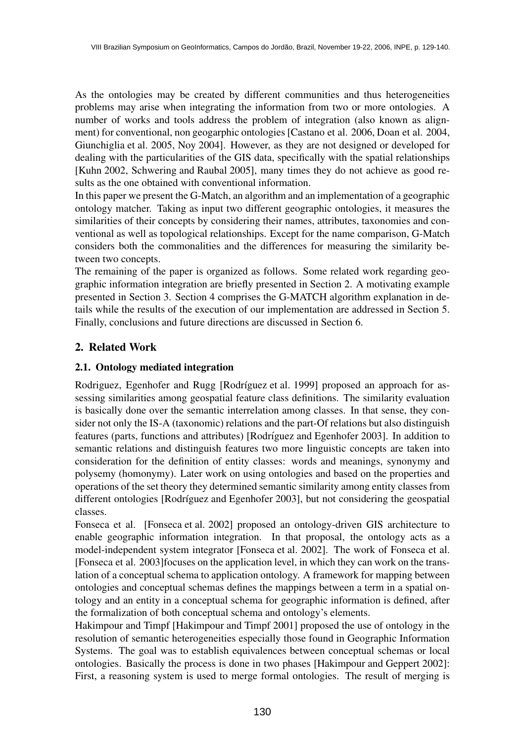As the ontologies may be created by different communities and thus heterogeneities problems may arise when integrating the information from two or more ontologies. A number of works and tools address the problem of integration (also known as alignment) for conventional, non geogarphic ontologies [Castano et al. 2006, Doan et al. 2004, Giunchiglia et al. 2005, Noy 2004]. However, as they are not designed or developed for dealing with the particularities of the GIS data, specifically with the spatial relationships [Kuhn 2002, Schwering and Raubal 2005], many times they do not achieve as good results as the one obtained with conventional information.

In this paper we present the G-Match, an algorithm and an implementation of a geographic ontology matcher. Taking as input two different geographic ontologies, it measures the similarities of their concepts by considering their names, attributes, taxonomies and conventional as well as topological relationships. Except for the name comparison, G-Match considers both the commonalities and the differences for measuring the similarity between two concepts.

The remaining of the paper is organized as follows. Some related work regarding geographic information integration are briefly presented in Section 2. A motivating example presented in Section 3. Section 4 comprises the G-MATCH algorithm explanation in details while the results of the execution of our implementation are addressed in Section 5. Finally, conclusions and future directions are discussed in Section 6.

## 2. Related Work

### 2.1. Ontology mediated integration

Rodriguez, Egenhofer and Rugg [Rodríguez et al. 1999] proposed an approach for assessing similarities among geospatial feature class definitions. The similarity evaluation is basically done over the semantic interrelation among classes. In that sense, they consider not only the IS-A (taxonomic) relations and the part-Of relations but also distinguish features (parts, functions and attributes) [Rodríguez and Egenhofer 2003]. In addition to semantic relations and distinguish features two more linguistic concepts are taken into consideration for the definition of entity classes: words and meanings, synonymy and polysemy (homonymy). Later work on using ontologies and based on the properties and operations of the set theory they determined semantic similarity among entity classes from different ontologies [Rodríguez and Egenhofer 2003], but not considering the geospatial classes.

Fonseca et al. [Fonseca et al. 2002] proposed an ontology-driven GIS architecture to enable geographic information integration. In that proposal, the ontology acts as a model-independent system integrator [Fonseca et al. 2002]. The work of Fonseca et al. [Fonseca et al. 2003]focuses on the application level, in which they can work on the translation of a conceptual schema to application ontology. A framework for mapping between ontologies and conceptual schemas defines the mappings between a term in a spatial ontology and an entity in a conceptual schema for geographic information is defined, after the formalization of both conceptual schema and ontology's elements.

Hakimpour and Timpf [Hakimpour and Timpf 2001] proposed the use of ontology in the resolution of semantic heterogeneities especially those found in Geographic Information Systems. The goal was to establish equivalences between conceptual schemas or local ontologies. Basically the process is done in two phases [Hakimpour and Geppert 2002]: First, a reasoning system is used to merge formal ontologies. The result of merging is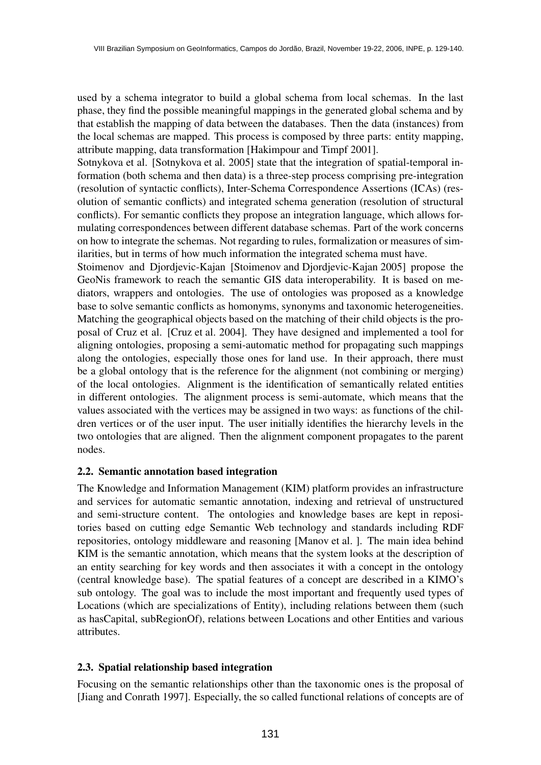used by a schema integrator to build a global schema from local schemas. In the last phase, they find the possible meaningful mappings in the generated global schema and by that establish the mapping of data between the databases. Then the data (instances) from the local schemas are mapped. This process is composed by three parts: entity mapping, attribute mapping, data transformation [Hakimpour and Timpf 2001].

Sotnykova et al. [Sotnykova et al. 2005] state that the integration of spatial-temporal information (both schema and then data) is a three-step process comprising pre-integration (resolution of syntactic conflicts), Inter-Schema Correspondence Assertions (ICAs) (resolution of semantic conflicts) and integrated schema generation (resolution of structural conflicts). For semantic conflicts they propose an integration language, which allows formulating correspondences between different database schemas. Part of the work concerns on how to integrate the schemas. Not regarding to rules, formalization or measures of similarities, but in terms of how much information the integrated schema must have.

Stoimenov and Djordjevic-Kajan [Stoimenov and Djordjevic-Kajan 2005] propose the GeoNis framework to reach the semantic GIS data interoperability. It is based on mediators, wrappers and ontologies. The use of ontologies was proposed as a knowledge base to solve semantic conflicts as homonyms, synonyms and taxonomic heterogeneities.

Matching the geographical objects based on the matching of their child objects is the proposal of Cruz et al. [Cruz et al. 2004]. They have designed and implemented a tool for aligning ontologies, proposing a semi-automatic method for propagating such mappings along the ontologies, especially those ones for land use. In their approach, there must be a global ontology that is the reference for the alignment (not combining or merging) of the local ontologies. Alignment is the identification of semantically related entities in different ontologies. The alignment process is semi-automate, which means that the values associated with the vertices may be assigned in two ways: as functions of the children vertices or of the user input. The user initially identifies the hierarchy levels in the two ontologies that are aligned. Then the alignment component propagates to the parent nodes.

## 2.2. Semantic annotation based integration

The Knowledge and Information Management (KIM) platform provides an infrastructure and services for automatic semantic annotation, indexing and retrieval of unstructured and semi-structure content. The ontologies and knowledge bases are kept in repositories based on cutting edge Semantic Web technology and standards including RDF repositories, ontology middleware and reasoning [Manov et al. ]. The main idea behind KIM is the semantic annotation, which means that the system looks at the description of an entity searching for key words and then associates it with a concept in the ontology (central knowledge base). The spatial features of a concept are described in a KIMO's sub ontology. The goal was to include the most important and frequently used types of Locations (which are specializations of Entity), including relations between them (such as hasCapital, subRegionOf), relations between Locations and other Entities and various attributes.

## 2.3. Spatial relationship based integration

Focusing on the semantic relationships other than the taxonomic ones is the proposal of [Jiang and Conrath 1997]. Especially, the so called functional relations of concepts are of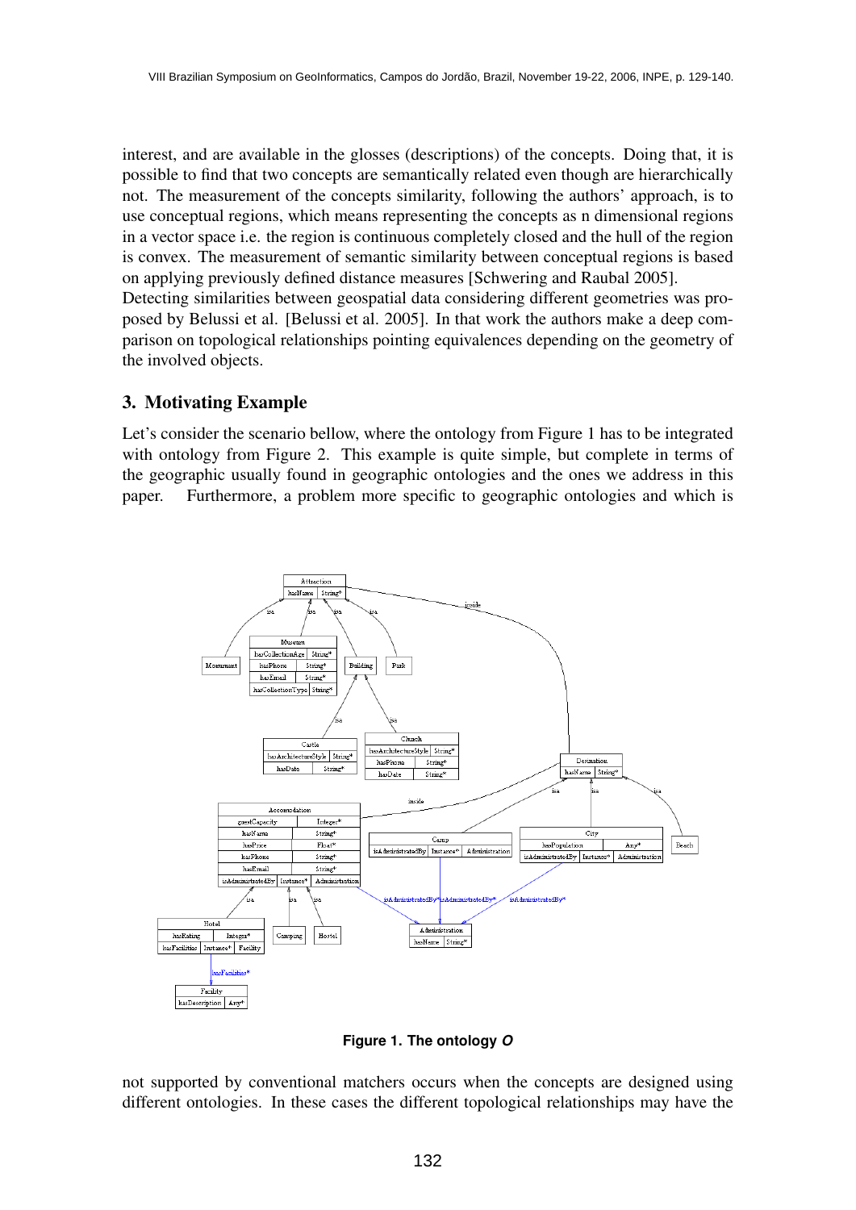interest, and are available in the glosses (descriptions) of the concepts. Doing that, it is possible to find that two concepts are semantically related even though are hierarchically not. The measurement of the concepts similarity, following the authors' approach, is to use conceptual regions, which means representing the concepts as n dimensional regions in a vector space i.e. the region is continuous completely closed and the hull of the region is convex. The measurement of semantic similarity between conceptual regions is based on applying previously defined distance measures [Schwering and Raubal 2005].

Detecting similarities between geospatial data considering different geometries was proposed by Belussi et al. [Belussi et al. 2005]. In that work the authors make a deep comparison on topological relationships pointing equivalences depending on the geometry of the involved objects.

## 3. Motivating Example

Let's consider the scenario bellow, where the ontology from Figure 1 has to be integrated with ontology from Figure 2. This example is quite simple, but complete in terms of the geographic usually found in geographic ontologies and the ones we address in this paper. Furthermore, a problem more specific to geographic ontologies and which is

Attraction
hasName String*
Museum
hasCollectionAge String*
hasPhone String*
hasEmail String*
hasCollectionType String*
Monument
Building
Park
Castle
hasArchitectureStyle String*
hasDate String*
Church
hasArchitectureStyle String*
hasPhone String*
hasDate String*
Destination
hasName String*
inside
isa
Accommodation
guestCapacity Integer*
hasName String*
hasPrice Float*
hasPhone String*
hasEmail String*
isAdministratedBy Instance* Administration
Camp
isAdministratedBy Instance* Administration
City
hasPopulation Any*
isAdministratedBy Instance* Administration
Beach
Hotel
hasRating Integer*
hasFacilities Instance* Facility
Camping
Hostel
Administration
hasName String*
isAdministratedBy*
hasFacilities*
Facility
hasDescription Any*

**Figure 1. The ontology *O***

not supported by conventional matchers occurs when the concepts are designed using different ontologies. In these cases the different topological relationships may have the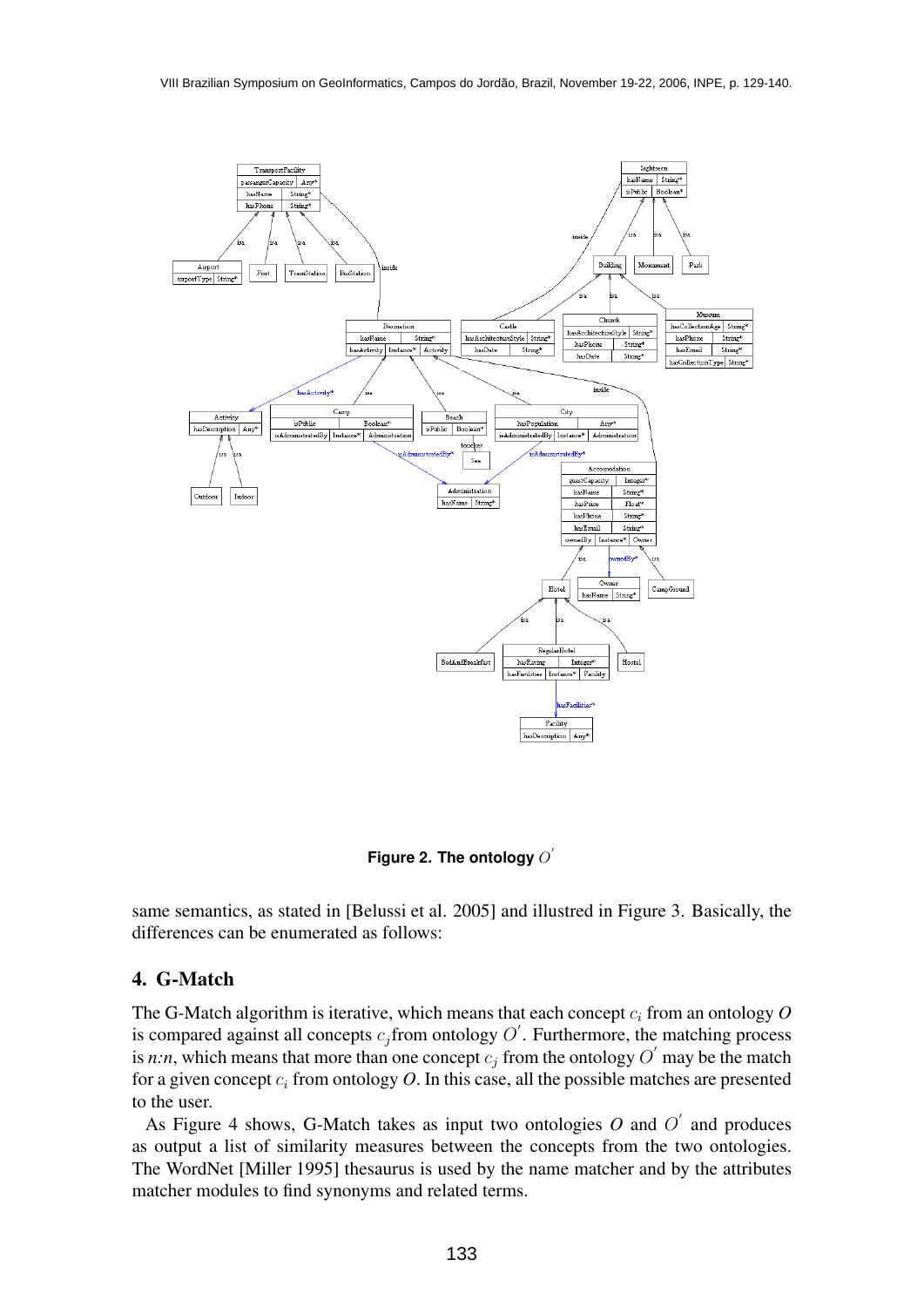**Figure 2. The ontology $O'$**

same semantics, as stated in [Belussi et al. 2005] and illustred in Figure 3. Basically, the differences can be enumerated as follows:

## 4. G-Match

The G-Match algorithm is iterative, which means that each concept $c_i$ from an ontology *O* is compared against all concepts $c_j$from ontology $O'$. Furthermore, the matching process is *n:n*, which means that more than one concept $c_j$ from the ontology $O'$ may be the match for a given concept $c_i$ from ontology *O*. In this case, all the possible matches are presented to the user.

As Figure 4 shows, G-Match takes as input two ontologies *O* and $O'$ and produces as output a list of similarity measures between the concepts from the two ontologies. The WordNet [Miller 1995] thesaurus is used by the name matcher and by the attributes matcher modules to find synonyms and related terms.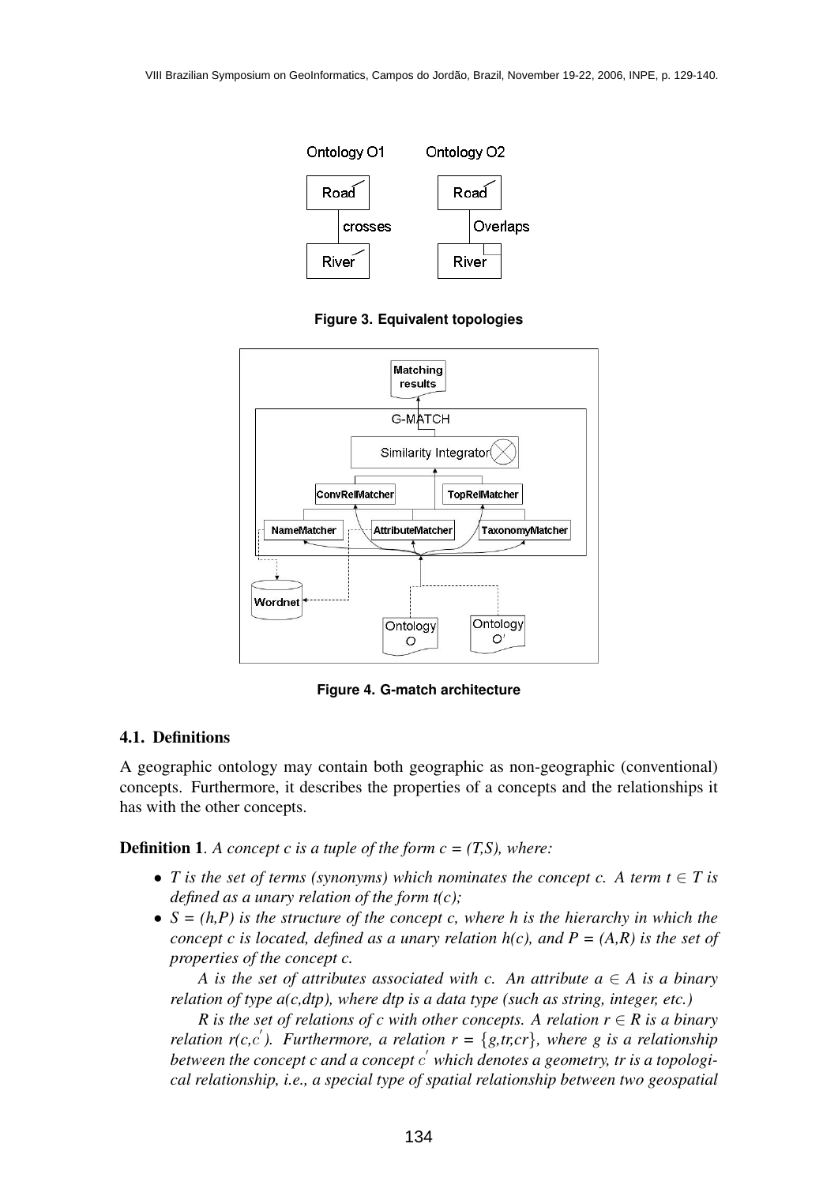Figure 3. Equivalent topologies

Figure 4. G-match architecture

### 4.1. Definitions

A geographic ontology may contain both geographic as non-geographic (conventional) concepts. Furthermore, it describes the properties of a concepts and the relationships it has with the other concepts.

**Definition 1**. *A concept c is a tuple of the form c = (T,S), where:*

- *T is the set of terms (synonyms) which nominates the concept c. A term $t \in T$ is defined as a unary relation of the form t(c);*
- *S = (h,P) is the structure of the concept c, where h is the hierarchy in which the concept c is located, defined as a unary relation h(c), and P = (A,R) is the set of properties of the concept c.*

  *A is the set of attributes associated with c. An attribute $a \in A$ is a binary relation of type a(c,dtp), where dtp is a data type (such as string, integer, etc.)*

  *R is the set of relations of c with other concepts. A relation $r \in R$ is a binary relation $r(c,c')$. Furthermore, a relation $r = \{g,tr,cr\}$, where g is a relationship between the concept c and a concept $c'$ which denotes a geometry, tr is a topological relationship, i.e., a special type of spatial relationship between two geospatial*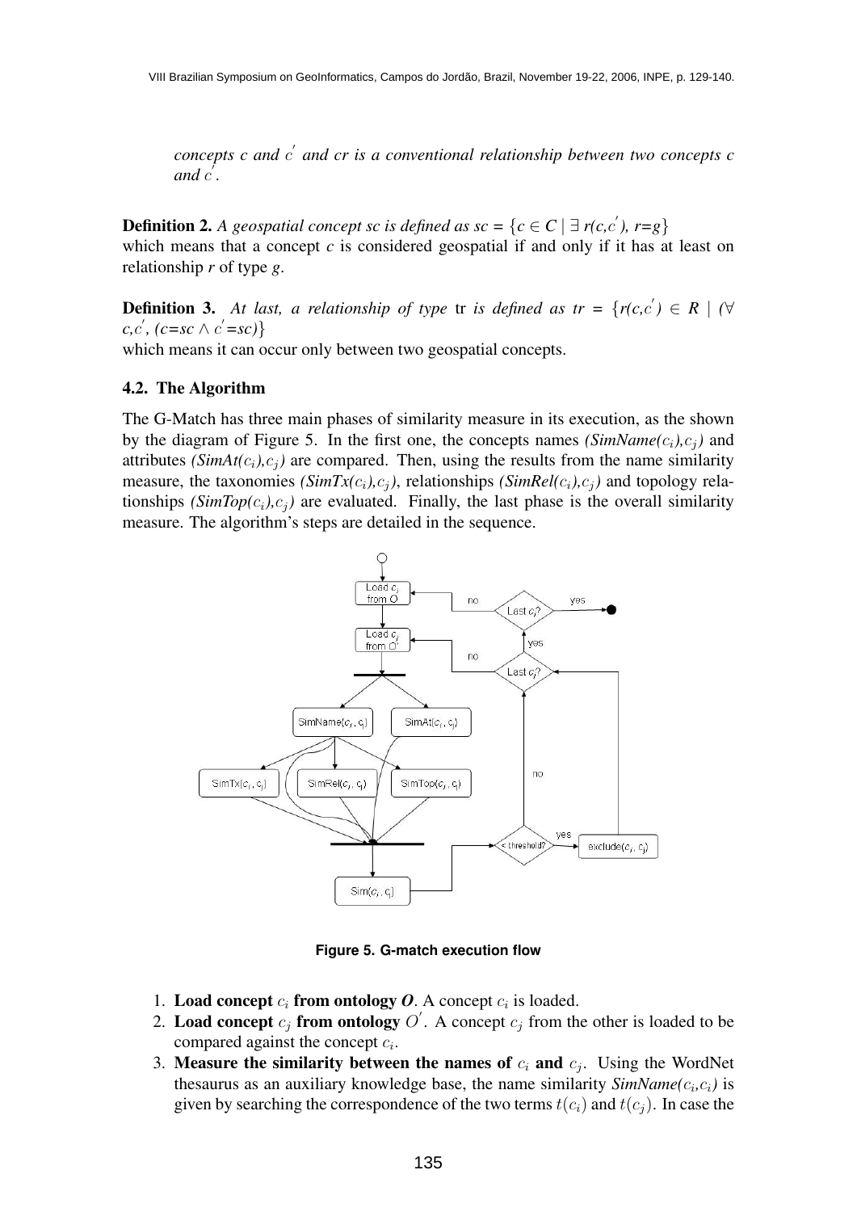*concepts c and $c'$ and cr is a conventional relationship between two concepts c and $c'$.*

**Definition 2.** *A geospatial concept sc is defined as sc* = $\{c \in C \mid \exists\, r(c,c'),\ r{=}g\}$
which means that a concept *c* is considered geospatial if and only if it has at least on relationship *r* of type *g*.

**Definition 3.** *At last, a relationship of type* tr *is defined as tr* = $\{r(c,c') \in R \mid (\forall\, c,c',\ (c{=}sc \wedge c'{=}sc)\}$
which means it can occur only between two geospatial concepts.

### 4.2. The Algorithm

The G-Match has three main phases of similarity measure in its execution, as the shown by the diagram of Figure 5. In the first one, the concepts names *(SimName($c_i$),$c_j$)* and attributes *(SimAt($c_i$),$c_j$)* are compared. Then, using the results from the name similarity measure, the taxonomies *(SimTx($c_i$),$c_j$)*, relationships *(SimRel($c_i$),$c_j$)* and topology relationships *(SimTop($c_i$),$c_j$)* are evaluated. Finally, the last phase is the overall similarity measure. The algorithm's steps are detailed in the sequence.

**Figure 5. G-match execution flow**

1. **Load concept $c_i$ from ontology *O***. A concept $c_i$ is loaded.
2. **Load concept $c_j$ from ontology $O'$**. A concept $c_j$ from the other is loaded to be compared against the concept $c_i$.
3. **Measure the similarity between the names of $c_i$ and $c_j$**. Using the WordNet thesaurus as an auxiliary knowledge base, the name similarity *SimName($c_i$,$c_i$)* is given by searching the correspondence of the two terms $t(c_i)$ and $t(c_j)$. In case the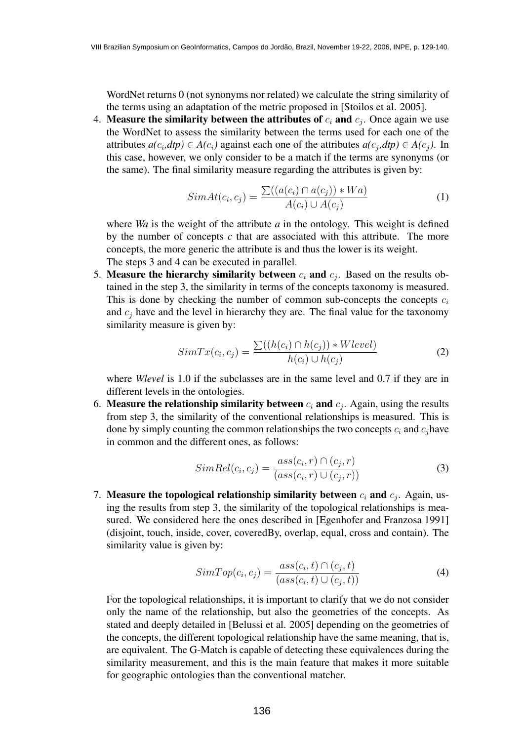WordNet returns 0 (not synonyms nor related) we calculate the string similarity of the terms using an adaptation of the metric proposed in [Stoilos et al. 2005].

4. **Measure the similarity between the attributes of $c_i$ and $c_j$.** Once again we use the WordNet to assess the similarity between the terms used for each one of the attributes *a($c_i$,dtp)* $\in$ *A($c_i$)* against each one of the attributes *a($c_j$,dtp)* $\in$ *A($c_j$)*. In this case, however, we only consider to be a match if the terms are synonyms (or the same). The final similarity measure regarding the attributes is given by:

$$SimAt(c_i, c_j) = \frac{\sum((a(c_i) \cap a(c_j)) * Wa)}{A(c_i) \cup A(c_j)} \tag{1}$$

   where *Wa* is the weight of the attribute *a* in the ontology. This weight is defined by the number of concepts *c* that are associated with this attribute. The more concepts, the more generic the attribute is and thus the lower is its weight.
   The steps 3 and 4 can be executed in parallel.

5. **Measure the hierarchy similarity between $c_i$ and $c_j$.** Based on the results obtained in the step 3, the similarity in terms of the concepts taxonomy is measured. This is done by checking the number of common sub-concepts the concepts $c_i$ and $c_j$ have and the level in hierarchy they are. The final value for the taxonomy similarity measure is given by:

$$SimTx(c_i, c_j) = \frac{\sum((h(c_i) \cap h(c_j)) * Wlevel)}{h(c_i) \cup h(c_j)} \tag{2}$$

   where *Wlevel* is 1.0 if the subclasses are in the same level and 0.7 if they are in different levels in the ontologies.

6. **Measure the relationship similarity between $c_i$ and $c_j$.** Again, using the results from step 3, the similarity of the conventional relationships is measured. This is done by simply counting the common relationships the two concepts $c_i$ and $c_j$have in common and the different ones, as follows:

$$SimRel(c_i, c_j) = \frac{ass(c_i, r) \cap (c_j, r)}{(ass(c_i, r) \cup (c_j, r))} \tag{3}$$

7. **Measure the topological relationship similarity between $c_i$ and $c_j$.** Again, using the results from step 3, the similarity of the topological relationships is measured. We considered here the ones described in [Egenhofer and Franzosa 1991] (disjoint, touch, inside, cover, coveredBy, overlap, equal, cross and contain). The similarity value is given by:

$$SimTop(c_i, c_j) = \frac{ass(c_i, t) \cap (c_j, t)}{(ass(c_i, t) \cup (c_j, t))} \tag{4}$$

   For the topological relationships, it is important to clarify that we do not consider only the name of the relationship, but also the geometries of the concepts. As stated and deeply detailed in [Belussi et al. 2005] depending on the geometries of the concepts, the different topological relationship have the same meaning, that is, are equivalent. The G-Match is capable of detecting these equivalences during the similarity measurement, and this is the main feature that makes it more suitable for geographic ontologies than the conventional matcher.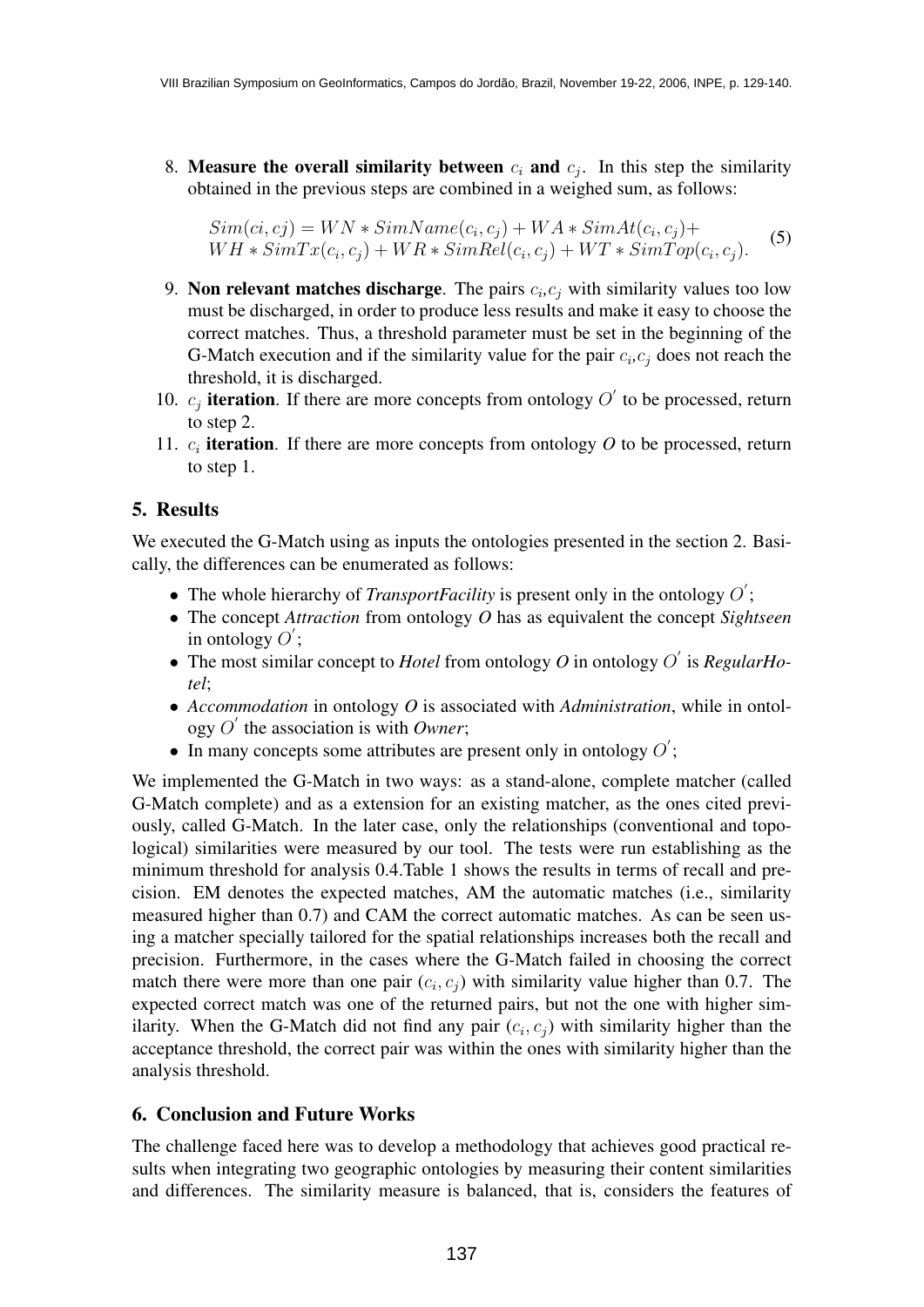8. **Measure the overall similarity between $c_i$ and $c_j$.** In this step the similarity obtained in the previous steps are combined in a weighed sum, as follows:

$$Sim(ci, cj) = WN * SimName(c_i, c_j) + WA * SimAt(c_i, c_j) + WH * SimTx(c_i, c_j) + WR * SimRel(c_i, c_j) + WT * SimTop(c_i, c_j). \quad (5)$$

9. **Non relevant matches discharge**. The pairs $c_i$,$c_j$ with similarity values too low must be discharged, in order to produce less results and make it easy to choose the correct matches. Thus, a threshold parameter must be set in the beginning of the G-Match execution and if the similarity value for the pair $c_i$,$c_j$ does not reach the threshold, it is discharged.
10. $c_j$ **iteration**. If there are more concepts from ontology $O'$ to be processed, return to step 2.
11. $c_i$ **iteration**. If there are more concepts from ontology *O* to be processed, return to step 1.

## 5. Results

We executed the G-Match using as inputs the ontologies presented in the section 2. Basically, the differences can be enumerated as follows:

- The whole hierarchy of *TransportFacility* is present only in the ontology $O'$;
- The concept *Attraction* from ontology *O* has as equivalent the concept *Sightseen* in ontology $O'$;
- The most similar concept to *Hotel* from ontology *O* in ontology $O'$ is *RegularHotel*;
- *Accommodation* in ontology *O* is associated with *Administration*, while in ontology $O'$ the association is with *Owner*;
- In many concepts some attributes are present only in ontology $O'$;

We implemented the G-Match in two ways: as a stand-alone, complete matcher (called G-Match complete) and as a extension for an existing matcher, as the ones cited previously, called G-Match. In the later case, only the relationships (conventional and topological) similarities were measured by our tool. The tests were run establishing as the minimum threshold for analysis 0.4.Table 1 shows the results in terms of recall and precision. EM denotes the expected matches, AM the automatic matches (i.e., similarity measured higher than 0.7) and CAM the correct automatic matches. As can be seen using a matcher specially tailored for the spatial relationships increases both the recall and precision. Furthermore, in the cases where the G-Match failed in choosing the correct match there were more than one pair $(c_i, c_j)$ with similarity value higher than 0.7. The expected correct match was one of the returned pairs, but not the one with higher similarity. When the G-Match did not find any pair $(c_i, c_j)$ with similarity higher than the acceptance threshold, the correct pair was within the ones with similarity higher than the analysis threshold.

## 6. Conclusion and Future Works

The challenge faced here was to develop a methodology that achieves good practical results when integrating two geographic ontologies by measuring their content similarities and differences. The similarity measure is balanced, that is, considers the features of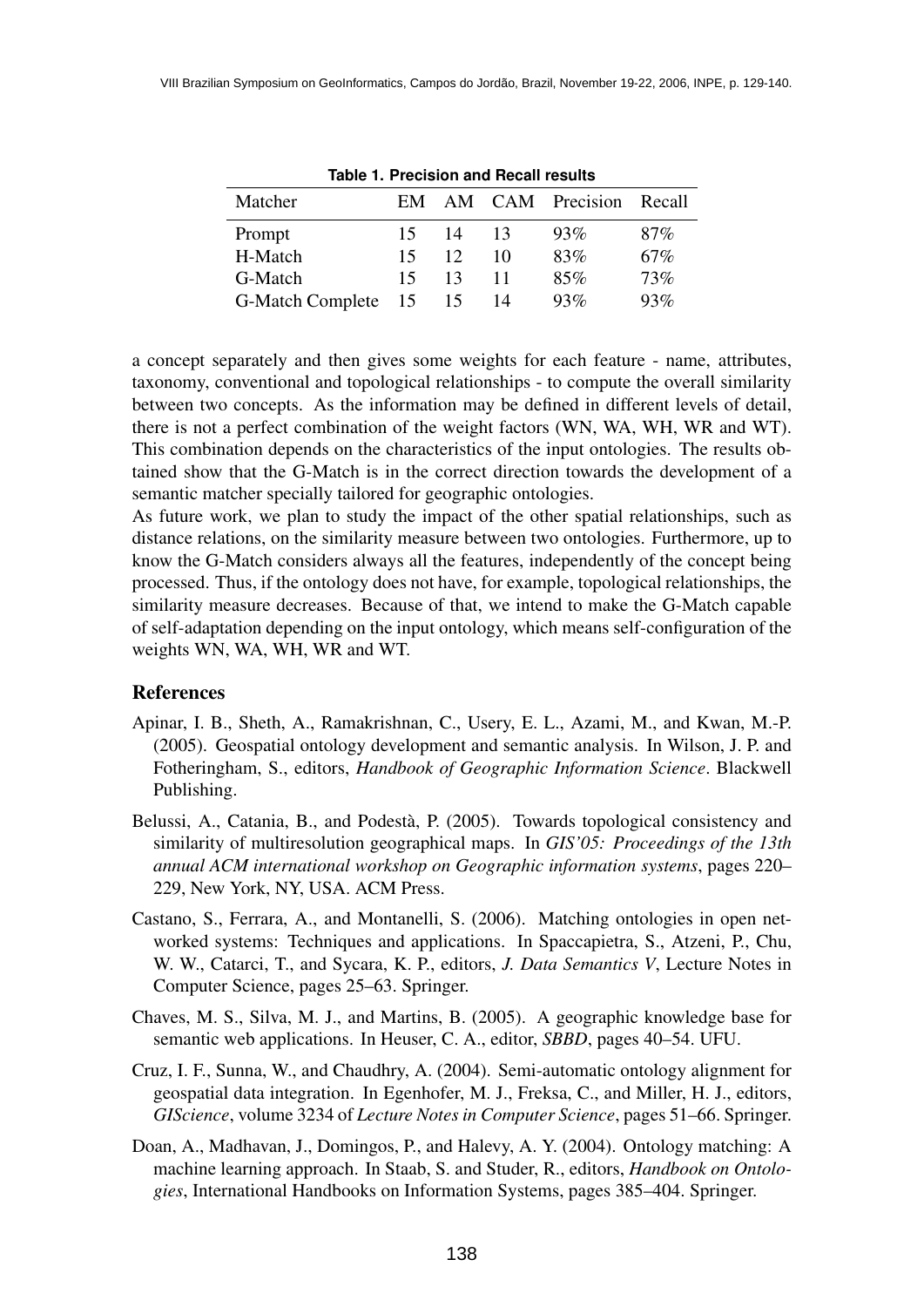**Table 1. Precision and Recall results**

| Matcher | EM | AM | CAM | Precision | Recall |
|---|---|---|---|---|---|
| Prompt | 15 | 14 | 13 | 93% | 87% |
| H-Match | 15 | 12 | 10 | 83% | 67% |
| G-Match | 15 | 13 | 11 | 85% | 73% |
| G-Match Complete | 15 | 15 | 14 | 93% | 93% |

a concept separately and then gives some weights for each feature - name, attributes, taxonomy, conventional and topological relationships - to compute the overall similarity between two concepts. As the information may be defined in different levels of detail, there is not a perfect combination of the weight factors (WN, WA, WH, WR and WT). This combination depends on the characteristics of the input ontologies. The results obtained show that the G-Match is in the correct direction towards the development of a semantic matcher specially tailored for geographic ontologies.

As future work, we plan to study the impact of the other spatial relationships, such as distance relations, on the similarity measure between two ontologies. Furthermore, up to know the G-Match considers always all the features, independently of the concept being processed. Thus, if the ontology does not have, for example, topological relationships, the similarity measure decreases. Because of that, we intend to make the G-Match capable of self-adaptation depending on the input ontology, which means self-configuration of the weights WN, WA, WH, WR and WT.

## References

Apinar, I. B., Sheth, A., Ramakrishnan, C., Usery, E. L., Azami, M., and Kwan, M.-P. (2005). Geospatial ontology development and semantic analysis. In Wilson, J. P. and Fotheringham, S., editors, *Handbook of Geographic Information Science*. Blackwell Publishing.

Belussi, A., Catania, B., and Podestà, P. (2005). Towards topological consistency and similarity of multiresolution geographical maps. In *GIS'05: Proceedings of the 13th annual ACM international workshop on Geographic information systems*, pages 220–229, New York, NY, USA. ACM Press.

Castano, S., Ferrara, A., and Montanelli, S. (2006). Matching ontologies in open networked systems: Techniques and applications. In Spaccapietra, S., Atzeni, P., Chu, W. W., Catarci, T., and Sycara, K. P., editors, *J. Data Semantics V*, Lecture Notes in Computer Science, pages 25–63. Springer.

Chaves, M. S., Silva, M. J., and Martins, B. (2005). A geographic knowledge base for semantic web applications. In Heuser, C. A., editor, *SBBD*, pages 40–54. UFU.

Cruz, I. F., Sunna, W., and Chaudhry, A. (2004). Semi-automatic ontology alignment for geospatial data integration. In Egenhofer, M. J., Freksa, C., and Miller, H. J., editors, *GIScience*, volume 3234 of *Lecture Notes in Computer Science*, pages 51–66. Springer.

Doan, A., Madhavan, J., Domingos, P., and Halevy, A. Y. (2004). Ontology matching: A machine learning approach. In Staab, S. and Studer, R., editors, *Handbook on Ontologies*, International Handbooks on Information Systems, pages 385–404. Springer.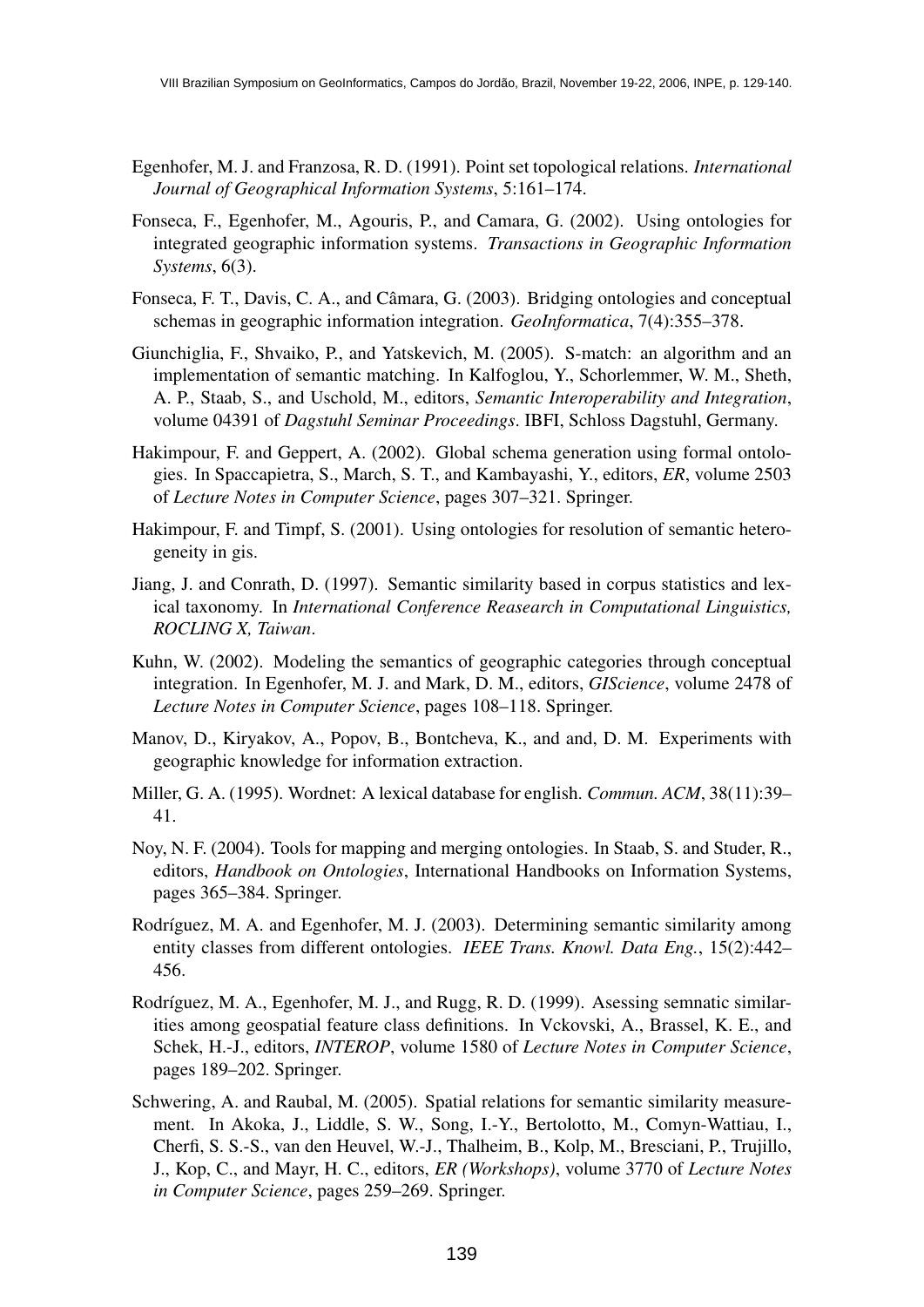Egenhofer, M. J. and Franzosa, R. D. (1991). Point set topological relations. *International Journal of Geographical Information Systems*, 5:161–174.

Fonseca, F., Egenhofer, M., Agouris, P., and Camara, G. (2002). Using ontologies for integrated geographic information systems. *Transactions in Geographic Information Systems*, 6(3).

Fonseca, F. T., Davis, C. A., and Câmara, G. (2003). Bridging ontologies and conceptual schemas in geographic information integration. *GeoInformatica*, 7(4):355–378.

Giunchiglia, F., Shvaiko, P., and Yatskevich, M. (2005). S-match: an algorithm and an implementation of semantic matching. In Kalfoglou, Y., Schorlemmer, W. M., Sheth, A. P., Staab, S., and Uschold, M., editors, *Semantic Interoperability and Integration*, volume 04391 of *Dagstuhl Seminar Proceedings*. IBFI, Schloss Dagstuhl, Germany.

Hakimpour, F. and Geppert, A. (2002). Global schema generation using formal ontologies. In Spaccapietra, S., March, S. T., and Kambayashi, Y., editors, *ER*, volume 2503 of *Lecture Notes in Computer Science*, pages 307–321. Springer.

Hakimpour, F. and Timpf, S. (2001). Using ontologies for resolution of semantic heterogeneity in gis.

Jiang, J. and Conrath, D. (1997). Semantic similarity based in corpus statistics and lexical taxonomy. In *International Conference Reasearch in Computational Linguistics, ROCLING X, Taiwan*.

Kuhn, W. (2002). Modeling the semantics of geographic categories through conceptual integration. In Egenhofer, M. J. and Mark, D. M., editors, *GIScience*, volume 2478 of *Lecture Notes in Computer Science*, pages 108–118. Springer.

Manov, D., Kiryakov, A., Popov, B., Bontcheva, K., and and, D. M. Experiments with geographic knowledge for information extraction.

Miller, G. A. (1995). Wordnet: A lexical database for english. *Commun. ACM*, 38(11):39–41.

Noy, N. F. (2004). Tools for mapping and merging ontologies. In Staab, S. and Studer, R., editors, *Handbook on Ontologies*, International Handbooks on Information Systems, pages 365–384. Springer.

Rodríguez, M. A. and Egenhofer, M. J. (2003). Determining semantic similarity among entity classes from different ontologies. *IEEE Trans. Knowl. Data Eng.*, 15(2):442–456.

Rodríguez, M. A., Egenhofer, M. J., and Rugg, R. D. (1999). Asessing semnatic similarities among geospatial feature class definitions. In Vckovski, A., Brassel, K. E., and Schek, H.-J., editors, *INTEROP*, volume 1580 of *Lecture Notes in Computer Science*, pages 189–202. Springer.

Schwering, A. and Raubal, M. (2005). Spatial relations for semantic similarity measurement. In Akoka, J., Liddle, S. W., Song, I.-Y., Bertolotto, M., Comyn-Wattiau, I., Cherfi, S. S.-S., van den Heuvel, W.-J., Thalheim, B., Kolp, M., Bresciani, P., Trujillo, J., Kop, C., and Mayr, H. C., editors, *ER (Workshops)*, volume 3770 of *Lecture Notes in Computer Science*, pages 259–269. Springer.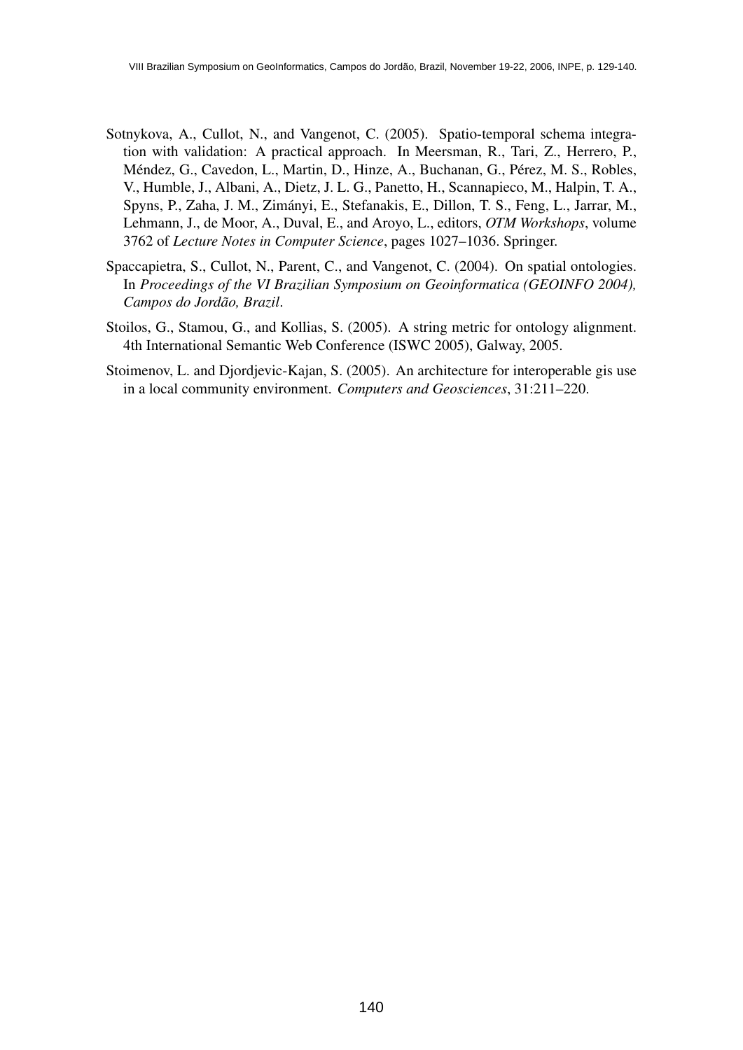Sotnykova, A., Cullot, N., and Vangenot, C. (2005). Spatio-temporal schema integration with validation: A practical approach. In Meersman, R., Tari, Z., Herrero, P., Méndez, G., Cavedon, L., Martin, D., Hinze, A., Buchanan, G., Pérez, M. S., Robles, V., Humble, J., Albani, A., Dietz, J. L. G., Panetto, H., Scannapieco, M., Halpin, T. A., Spyns, P., Zaha, J. M., Zimányi, E., Stefanakis, E., Dillon, T. S., Feng, L., Jarrar, M., Lehmann, J., de Moor, A., Duval, E., and Aroyo, L., editors, *OTM Workshops*, volume 3762 of *Lecture Notes in Computer Science*, pages 1027–1036. Springer.

Spaccapietra, S., Cullot, N., Parent, C., and Vangenot, C. (2004). On spatial ontologies. In *Proceedings of the VI Brazilian Symposium on Geoinformatica (GEOINFO 2004), Campos do Jordão, Brazil*.

Stoilos, G., Stamou, G., and Kollias, S. (2005). A string metric for ontology alignment. 4th International Semantic Web Conference (ISWC 2005), Galway, 2005.

Stoimenov, L. and Djordjevic-Kajan, S. (2005). An architecture for interoperable gis use in a local community environment. *Computers and Geosciences*, 31:211–220.